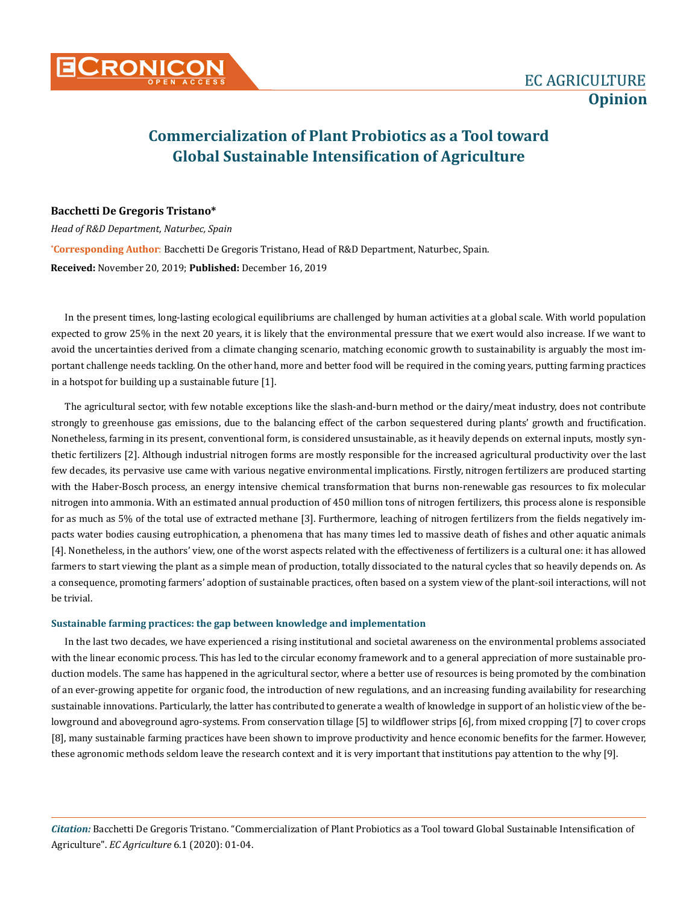# Commercialization of Plant Probiotics as a Tool toward Global Sustainable Intensification of Agriculture

**Bacchetti De Gregoris Tristano***

*Head of R&D Department, Naturbec, Spain*

***Corresponding Author**: Bacchetti De Gregoris Tristano, Head of R&D Department, Naturbec, Spain.

**Received:** November 20, 2019; **Published:** December 16, 2019

In the present times, long-lasting ecological equilibriums are challenged by human activities at a global scale. With world population expected to grow 25% in the next 20 years, it is likely that the environmental pressure that we exert would also increase. If we want to avoid the uncertainties derived from a climate changing scenario, matching economic growth to sustainability is arguably the most important challenge needs tackling. On the other hand, more and better food will be required in the coming years, putting farming practices in a hotspot for building up a sustainable future [1].

The agricultural sector, with few notable exceptions like the slash-and-burn method or the dairy/meat industry, does not contribute strongly to greenhouse gas emissions, due to the balancing effect of the carbon sequestered during plants' growth and fructification. Nonetheless, farming in its present, conventional form, is considered unsustainable, as it heavily depends on external inputs, mostly synthetic fertilizers [2]. Although industrial nitrogen forms are mostly responsible for the increased agricultural productivity over the last few decades, its pervasive use came with various negative environmental implications. Firstly, nitrogen fertilizers are produced starting with the Haber-Bosch process, an energy intensive chemical transformation that burns non-renewable gas resources to fix molecular nitrogen into ammonia. With an estimated annual production of 450 million tons of nitrogen fertilizers, this process alone is responsible for as much as 5% of the total use of extracted methane [3]. Furthermore, leaching of nitrogen fertilizers from the fields negatively impacts water bodies causing eutrophication, a phenomena that has many times led to massive death of fishes and other aquatic animals [4]. Nonetheless, in the authors' view, one of the worst aspects related with the effectiveness of fertilizers is a cultural one: it has allowed farmers to start viewing the plant as a simple mean of production, totally dissociated to the natural cycles that so heavily depends on. As a consequence, promoting farmers' adoption of sustainable practices, often based on a system view of the plant-soil interactions, will not be trivial.

### Sustainable farming practices: the gap between knowledge and implementation

In the last two decades, we have experienced a rising institutional and societal awareness on the environmental problems associated with the linear economic process. This has led to the circular economy framework and to a general appreciation of more sustainable production models. The same has happened in the agricultural sector, where a better use of resources is being promoted by the combination of an ever-growing appetite for organic food, the introduction of new regulations, and an increasing funding availability for researching sustainable innovations. Particularly, the latter has contributed to generate a wealth of knowledge in support of an holistic view of the belowground and aboveground agro-systems. From conservation tillage [5] to wildflower strips [6], from mixed cropping [7] to cover crops [8], many sustainable farming practices have been shown to improve productivity and hence economic benefits for the farmer. However, these agronomic methods seldom leave the research context and it is very important that institutions pay attention to the why [9].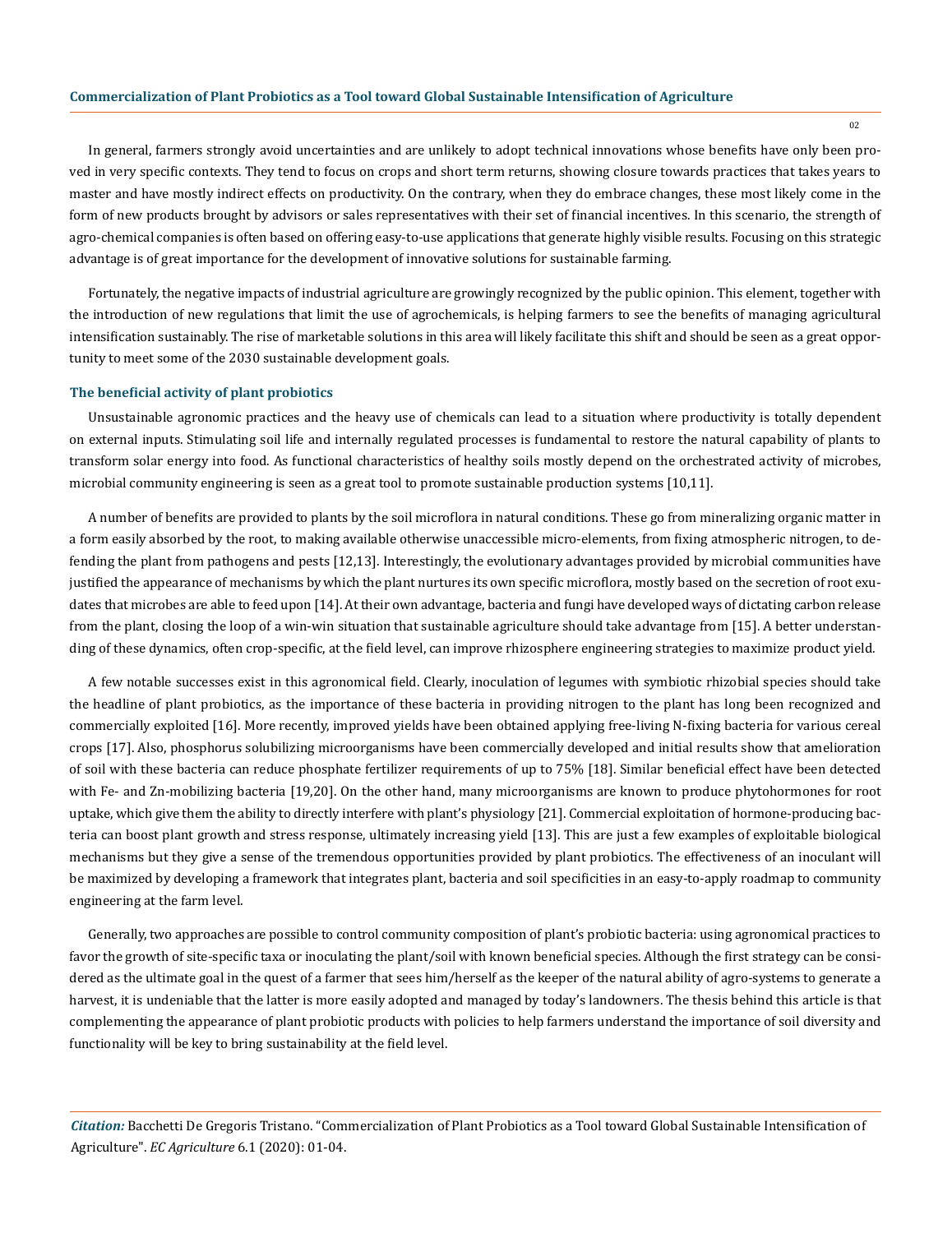In general, farmers strongly avoid uncertainties and are unlikely to adopt technical innovations whose benefits have only been proved in very specific contexts. They tend to focus on crops and short term returns, showing closure towards practices that takes years to master and have mostly indirect effects on productivity. On the contrary, when they do embrace changes, these most likely come in the form of new products brought by advisors or sales representatives with their set of financial incentives. In this scenario, the strength of agro-chemical companies is often based on offering easy-to-use applications that generate highly visible results. Focusing on this strategic advantage is of great importance for the development of innovative solutions for sustainable farming.

Fortunately, the negative impacts of industrial agriculture are growingly recognized by the public opinion. This element, together with the introduction of new regulations that limit the use of agrochemicals, is helping farmers to see the benefits of managing agricultural intensification sustainably. The rise of marketable solutions in this area will likely facilitate this shift and should be seen as a great opportunity to meet some of the 2030 sustainable development goals.

### The beneficial activity of plant probiotics

Unsustainable agronomic practices and the heavy use of chemicals can lead to a situation where productivity is totally dependent on external inputs. Stimulating soil life and internally regulated processes is fundamental to restore the natural capability of plants to transform solar energy into food. As functional characteristics of healthy soils mostly depend on the orchestrated activity of microbes, microbial community engineering is seen as a great tool to promote sustainable production systems [10,11].

A number of benefits are provided to plants by the soil microflora in natural conditions. These go from mineralizing organic matter in a form easily absorbed by the root, to making available otherwise unaccessible micro-elements, from fixing atmospheric nitrogen, to defending the plant from pathogens and pests [12,13]. Interestingly, the evolutionary advantages provided by microbial communities have justified the appearance of mechanisms by which the plant nurtures its own specific microflora, mostly based on the secretion of root exudates that microbes are able to feed upon [14]. At their own advantage, bacteria and fungi have developed ways of dictating carbon release from the plant, closing the loop of a win-win situation that sustainable agriculture should take advantage from [15]. A better understanding of these dynamics, often crop-specific, at the field level, can improve rhizosphere engineering strategies to maximize product yield.

A few notable successes exist in this agronomical field. Clearly, inoculation of legumes with symbiotic rhizobial species should take the headline of plant probiotics, as the importance of these bacteria in providing nitrogen to the plant has long been recognized and commercially exploited [16]. More recently, improved yields have been obtained applying free-living N-fixing bacteria for various cereal crops [17]. Also, phosphorus solubilizing microorganisms have been commercially developed and initial results show that amelioration of soil with these bacteria can reduce phosphate fertilizer requirements of up to 75% [18]. Similar beneficial effect have been detected with Fe- and Zn-mobilizing bacteria [19,20]. On the other hand, many microorganisms are known to produce phytohormones for root uptake, which give them the ability to directly interfere with plant's physiology [21]. Commercial exploitation of hormone-producing bacteria can boost plant growth and stress response, ultimately increasing yield [13]. This are just a few examples of exploitable biological mechanisms but they give a sense of the tremendous opportunities provided by plant probiotics. The effectiveness of an inoculant will be maximized by developing a framework that integrates plant, bacteria and soil specificities in an easy-to-apply roadmap to community engineering at the farm level.

Generally, two approaches are possible to control community composition of plant's probiotic bacteria: using agronomical practices to favor the growth of site-specific taxa or inoculating the plant/soil with known beneficial species. Although the first strategy can be considered as the ultimate goal in the quest of a farmer that sees him/herself as the keeper of the natural ability of agro-systems to generate a harvest, it is undeniable that the latter is more easily adopted and managed by today's landowners. The thesis behind this article is that complementing the appearance of plant probiotic products with policies to help farmers understand the importance of soil diversity and functionality will be key to bring sustainability at the field level.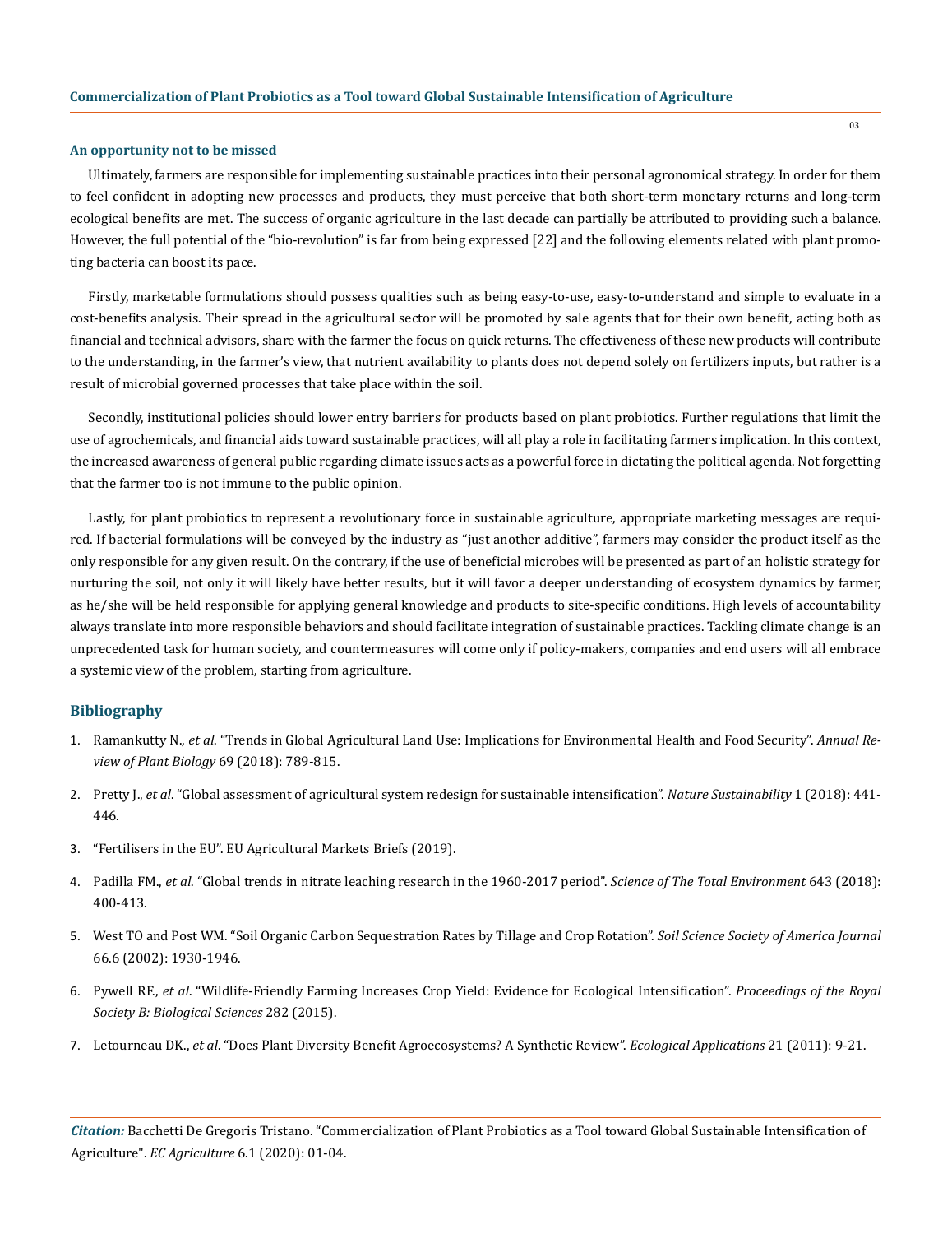### An opportunity not to be missed

Ultimately, farmers are responsible for implementing sustainable practices into their personal agronomical strategy. In order for them to feel confident in adopting new processes and products, they must perceive that both short-term monetary returns and long-term ecological benefits are met. The success of organic agriculture in the last decade can partially be attributed to providing such a balance. However, the full potential of the "bio-revolution" is far from being expressed [22] and the following elements related with plant promoting bacteria can boost its pace.

Firstly, marketable formulations should possess qualities such as being easy-to-use, easy-to-understand and simple to evaluate in a cost-benefits analysis. Their spread in the agricultural sector will be promoted by sale agents that for their own benefit, acting both as financial and technical advisors, share with the farmer the focus on quick returns. The effectiveness of these new products will contribute to the understanding, in the farmer's view, that nutrient availability to plants does not depend solely on fertilizers inputs, but rather is a result of microbial governed processes that take place within the soil.

Secondly, institutional policies should lower entry barriers for products based on plant probiotics. Further regulations that limit the use of agrochemicals, and financial aids toward sustainable practices, will all play a role in facilitating farmers implication. In this context, the increased awareness of general public regarding climate issues acts as a powerful force in dictating the political agenda. Not forgetting that the farmer too is not immune to the public opinion.

Lastly, for plant probiotics to represent a revolutionary force in sustainable agriculture, appropriate marketing messages are required. If bacterial formulations will be conveyed by the industry as "just another additive", farmers may consider the product itself as the only responsible for any given result. On the contrary, if the use of beneficial microbes will be presented as part of an holistic strategy for nurturing the soil, not only it will likely have better results, but it will favor a deeper understanding of ecosystem dynamics by farmer, as he/she will be held responsible for applying general knowledge and products to site-specific conditions. High levels of accountability always translate into more responsible behaviors and should facilitate integration of sustainable practices. Tackling climate change is an unprecedented task for human society, and countermeasures will come only if policy-makers, companies and end users will all embrace a systemic view of the problem, starting from agriculture.

## Bibliography

1. Ramankutty N., *et al*. "Trends in Global Agricultural Land Use: Implications for Environmental Health and Food Security". *Annual Review of Plant Biology* 69 (2018): 789-815.
2. Pretty J., *et al*. "Global assessment of agricultural system redesign for sustainable intensification". *Nature Sustainability* 1 (2018): 441-446.
3. "Fertilisers in the EU". EU Agricultural Markets Briefs (2019).
4. Padilla FM., *et al*. "Global trends in nitrate leaching research in the 1960-2017 period". *Science of The Total Environment* 643 (2018): 400-413.
5. West TO and Post WM. "Soil Organic Carbon Sequestration Rates by Tillage and Crop Rotation". *Soil Science Society of America Journal* 66.6 (2002): 1930-1946.
6. Pywell RF., *et al*. "Wildlife-Friendly Farming Increases Crop Yield: Evidence for Ecological Intensification". *Proceedings of the Royal Society B: Biological Sciences* 282 (2015).
7. Letourneau DK., *et al*. "Does Plant Diversity Benefit Agroecosystems? A Synthetic Review". *Ecological Applications* 21 (2011): 9-21.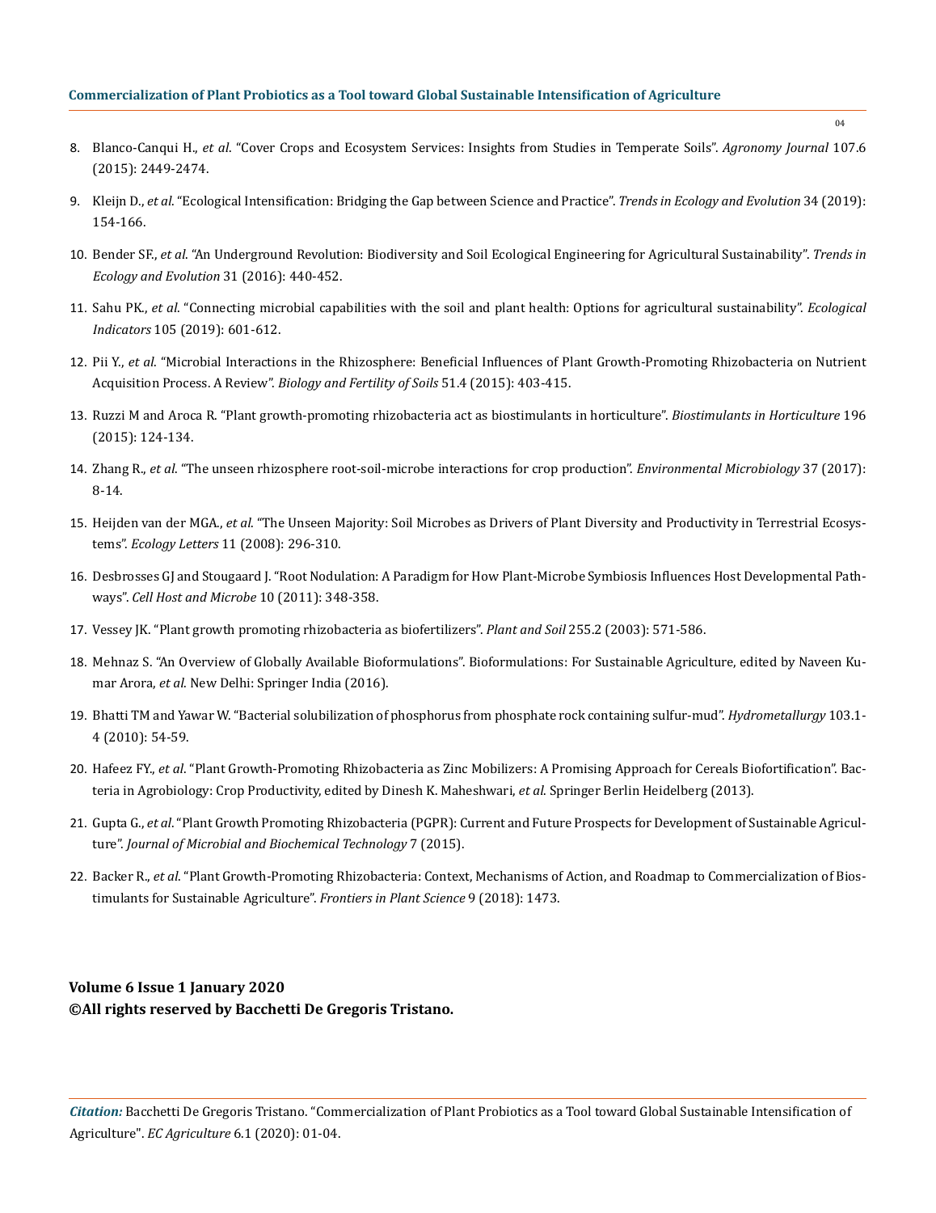8. Blanco-Canqui H., *et al*. "Cover Crops and Ecosystem Services: Insights from Studies in Temperate Soils". *Agronomy Journal* 107.6 (2015): 2449-2474.
9. Kleijn D., *et al*. "Ecological Intensification: Bridging the Gap between Science and Practice". *Trends in Ecology and Evolution* 34 (2019): 154-166.
10. Bender SF., *et al*. "An Underground Revolution: Biodiversity and Soil Ecological Engineering for Agricultural Sustainability". *Trends in Ecology and Evolution* 31 (2016): 440-452.
11. Sahu PK., *et al*. "Connecting microbial capabilities with the soil and plant health: Options for agricultural sustainability". *Ecological Indicators* 105 (2019): 601-612.
12. Pii Y., *et al*. "Microbial Interactions in the Rhizosphere: Beneficial Influences of Plant Growth-Promoting Rhizobacteria on Nutrient Acquisition Process. A Review". *Biology and Fertility of Soils* 51.4 (2015): 403-415.
13. Ruzzi M and Aroca R. "Plant growth-promoting rhizobacteria act as biostimulants in horticulture". *Biostimulants in Horticulture* 196 (2015): 124-134.
14. Zhang R., *et al*. "The unseen rhizosphere root-soil-microbe interactions for crop production". *Environmental Microbiology* 37 (2017): 8-14.
15. Heijden van der MGA., *et al*. "The Unseen Majority: Soil Microbes as Drivers of Plant Diversity and Productivity in Terrestrial Ecosystems". *Ecology Letters* 11 (2008): 296-310.
16. Desbrosses GJ and Stougaard J. "Root Nodulation: A Paradigm for How Plant-Microbe Symbiosis Influences Host Developmental Pathways". *Cell Host and Microbe* 10 (2011): 348-358.
17. Vessey JK. "Plant growth promoting rhizobacteria as biofertilizers". *Plant and Soil* 255.2 (2003): 571-586.
18. Mehnaz S. "An Overview of Globally Available Bioformulations". Bioformulations: For Sustainable Agriculture, edited by Naveen Kumar Arora, *et al*. New Delhi: Springer India (2016).
19. Bhatti TM and Yawar W. "Bacterial solubilization of phosphorus from phosphate rock containing sulfur-mud". *Hydrometallurgy* 103.1-4 (2010): 54-59.
20. Hafeez FY., *et al*. "Plant Growth-Promoting Rhizobacteria as Zinc Mobilizers: A Promising Approach for Cereals Biofortification". Bacteria in Agrobiology: Crop Productivity, edited by Dinesh K. Maheshwari, *et al*. Springer Berlin Heidelberg (2013).
21. Gupta G., *et al*. "Plant Growth Promoting Rhizobacteria (PGPR): Current and Future Prospects for Development of Sustainable Agriculture". *Journal of Microbial and Biochemical Technology* 7 (2015).
22. Backer R., *et al*. "Plant Growth-Promoting Rhizobacteria: Context, Mechanisms of Action, and Roadmap to Commercialization of Biostimulants for Sustainable Agriculture". *Frontiers in Plant Science* 9 (2018): 1473.

**Volume 6 Issue 1 January 2020**
**©All rights reserved by Bacchetti De Gregoris Tristano.**